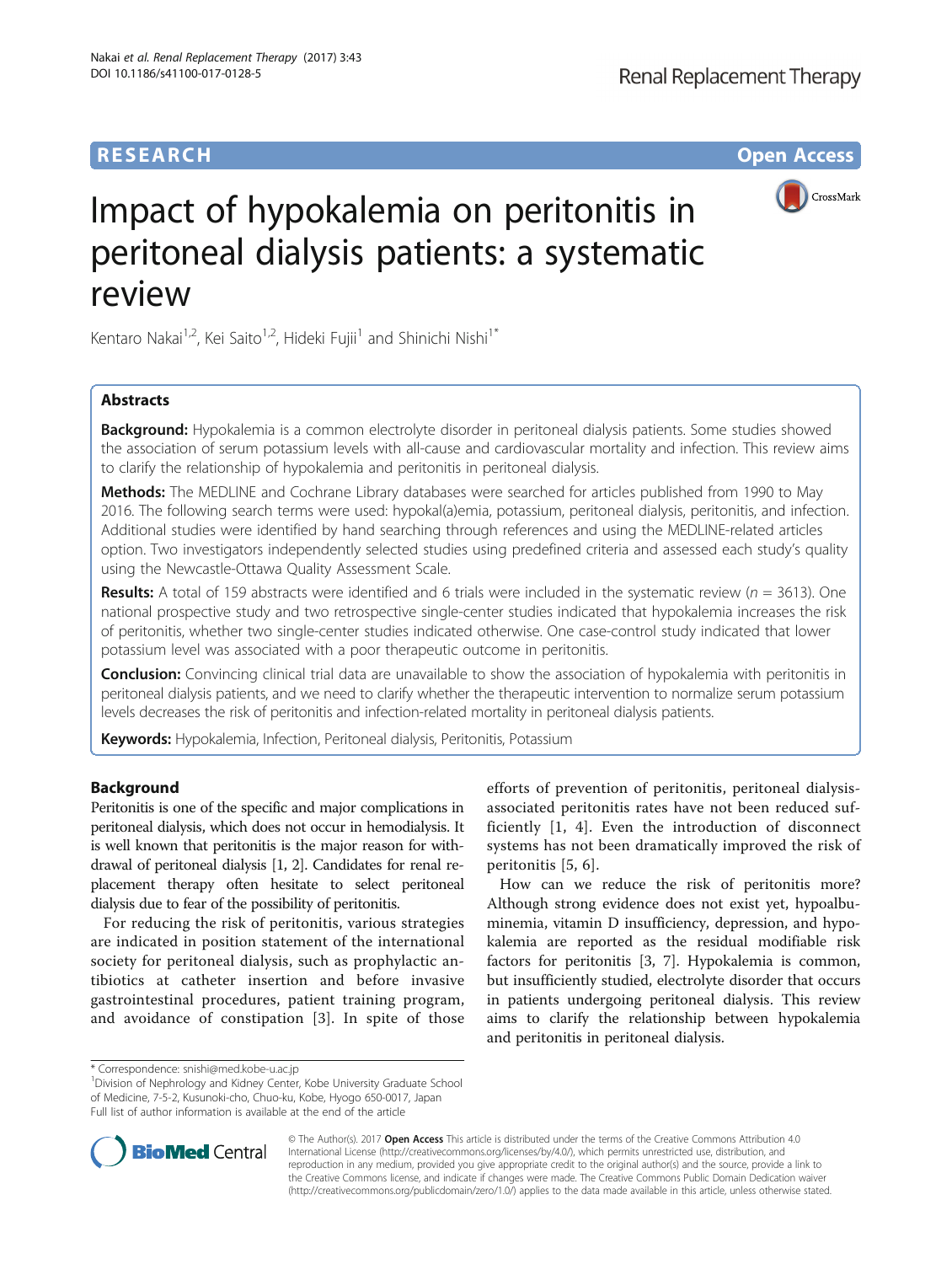RESEARCH **Open Access**

# Impact of hypokalemia on peritonitis in peritoneal dialysis patients: a systematic review

Kentaro Nakai[1,2], Kei Saito[1,2], Hideki Fujii[1] and Shinichi Nishi[1*]

## Abstracts

**Background:** Hypokalemia is a common electrolyte disorder in peritoneal dialysis patients. Some studies showed the association of serum potassium levels with all-cause and cardiovascular mortality and infection. This review aims to clarify the relationship of hypokalemia and peritonitis in peritoneal dialysis.

**Methods:** The MEDLINE and Cochrane Library databases were searched for articles published from 1990 to May 2016. The following search terms were used: hypokal(a)emia, potassium, peritoneal dialysis, peritonitis, and infection. Additional studies were identified by hand searching through references and using the MEDLINE-related articles option. Two investigators independently selected studies using predefined criteria and assessed each study's quality using the Newcastle-Ottawa Quality Assessment Scale.

**Results:** A total of 159 abstracts were identified and 6 trials were included in the systematic review ($n$ = 3613). One national prospective study and two retrospective single-center studies indicated that hypokalemia increases the risk of peritonitis, whether two single-center studies indicated otherwise. One case-control study indicated that lower potassium level was associated with a poor therapeutic outcome in peritonitis.

**Conclusion:** Convincing clinical trial data are unavailable to show the association of hypokalemia with peritonitis in peritoneal dialysis patients, and we need to clarify whether the therapeutic intervention to normalize serum potassium levels decreases the risk of peritonitis and infection-related mortality in peritoneal dialysis patients.

**Keywords:** Hypokalemia, Infection, Peritoneal dialysis, Peritonitis, Potassium

## Background

Peritonitis is one of the specific and major complications in peritoneal dialysis, which does not occur in hemodialysis. It is well known that peritonitis is the major reason for withdrawal of peritoneal dialysis [1, 2]. Candidates for renal replacement therapy often hesitate to select peritoneal dialysis due to fear of the possibility of peritonitis.

For reducing the risk of peritonitis, various strategies are indicated in position statement of the international society for peritoneal dialysis, such as prophylactic antibiotics at catheter insertion and before invasive gastrointestinal procedures, patient training program, and avoidance of constipation [3]. In spite of those efforts of prevention of peritonitis, peritoneal dialysis-associated peritonitis rates have not been reduced sufficiently [1, 4]. Even the introduction of disconnect systems has not been dramatically improved the risk of peritonitis [5, 6].

How can we reduce the risk of peritonitis more? Although strong evidence does not exist yet, hypoalbuminemia, vitamin D insufficiency, depression, and hypokalemia are reported as the residual modifiable risk factors for peritonitis [3, 7]. Hypokalemia is common, but insufficiently studied, electrolyte disorder that occurs in patients undergoing peritoneal dialysis. This review aims to clarify the relationship between hypokalemia and peritonitis in peritoneal dialysis.

\* Correspondence: snishi@med.kobe-u.ac.jp
[1]Division of Nephrology and Kidney Center, Kobe University Graduate School of Medicine, 7-5-2, Kusunoki-cho, Chuo-ku, Kobe, Hyogo 650-0017, Japan
Full list of author information is available at the end of the article

© The Author(s). 2017 **Open Access** This article is distributed under the terms of the Creative Commons Attribution 4.0 International License (http://creativecommons.org/licenses/by/4.0/), which permits unrestricted use, distribution, and reproduction in any medium, provided you give appropriate credit to the original author(s) and the source, provide a link to the Creative Commons license, and indicate if changes were made. The Creative Commons Public Domain Dedication waiver (http://creativecommons.org/publicdomain/zero/1.0/) applies to the data made available in this article, unless otherwise stated.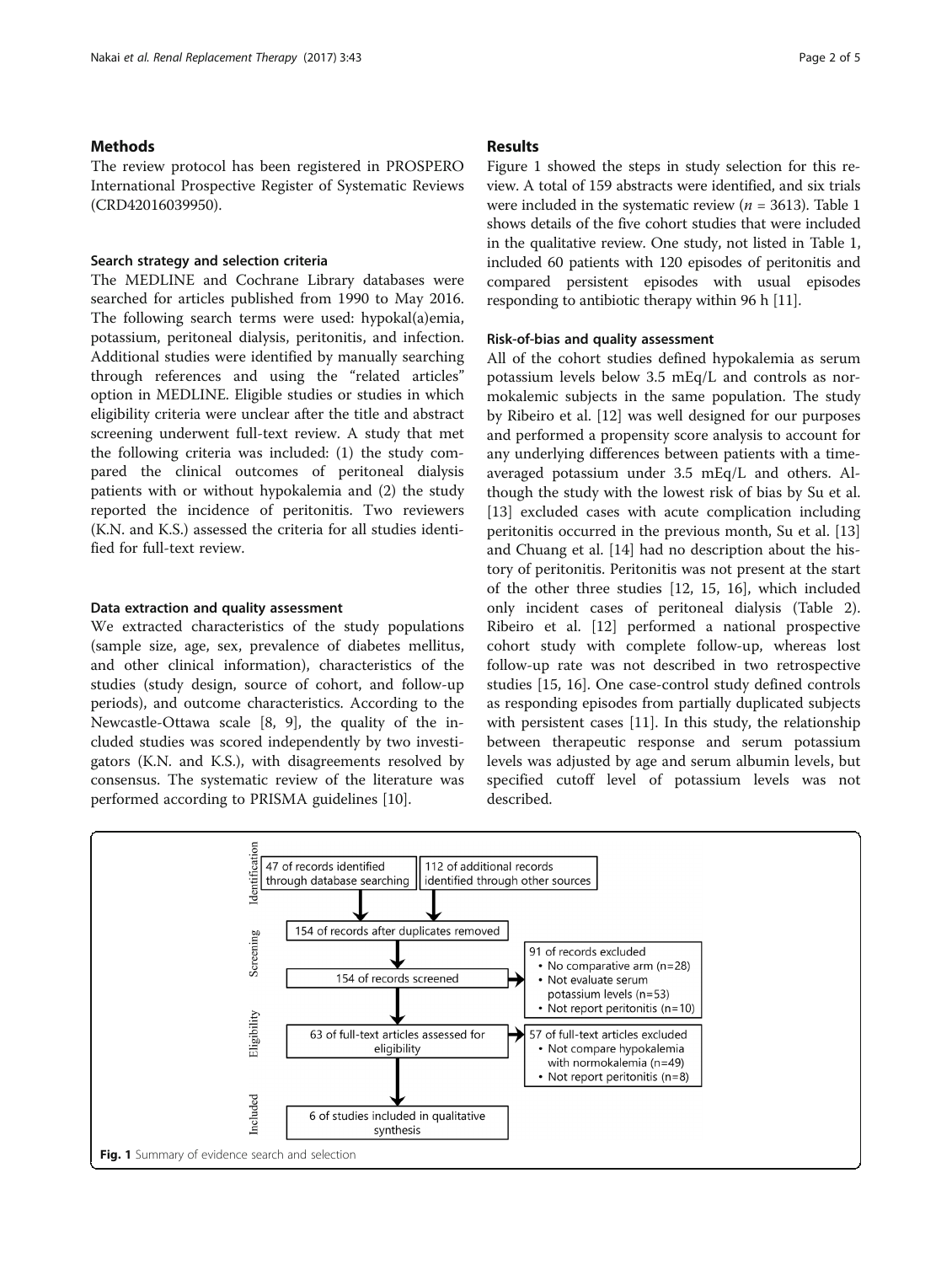## Methods

The review protocol has been registered in PROSPERO International Prospective Register of Systematic Reviews (CRD42016039950).

### Search strategy and selection criteria

The MEDLINE and Cochrane Library databases were searched for articles published from 1990 to May 2016. The following search terms were used: hypokal(a)emia, potassium, peritoneal dialysis, peritonitis, and infection. Additional studies were identified by manually searching through references and using the "related articles" option in MEDLINE. Eligible studies or studies in which eligibility criteria were unclear after the title and abstract screening underwent full-text review. A study that met the following criteria was included: (1) the study compared the clinical outcomes of peritoneal dialysis patients with or without hypokalemia and (2) the study reported the incidence of peritonitis. Two reviewers (K.N. and K.S.) assessed the criteria for all studies identified for full-text review.

### Data extraction and quality assessment

We extracted characteristics of the study populations (sample size, age, sex, prevalence of diabetes mellitus, and other clinical information), characteristics of the studies (study design, source of cohort, and follow-up periods), and outcome characteristics. According to the Newcastle-Ottawa scale [8, 9], the quality of the included studies was scored independently by two investigators (K.N. and K.S.), with disagreements resolved by consensus. The systematic review of the literature was performed according to PRISMA guidelines [10].

## Results

Figure 1 showed the steps in study selection for this review. A total of 159 abstracts were identified, and six trials were included in the systematic review ($n$ = 3613). Table 1 shows details of the five cohort studies that were included in the qualitative review. One study, not listed in Table 1, included 60 patients with 120 episodes of peritonitis and compared persistent episodes with usual episodes responding to antibiotic therapy within 96 h [11].

### Risk-of-bias and quality assessment

All of the cohort studies defined hypokalemia as serum potassium levels below 3.5 mEq/L and controls as normokalemic subjects in the same population. The study by Ribeiro et al. [12] was well designed for our purposes and performed a propensity score analysis to account for any underlying differences between patients with a time-averaged potassium under 3.5 mEq/L and others. Although the study with the lowest risk of bias by Su et al. [13] excluded cases with acute complication including peritonitis occurred in the previous month, Su et al. [13] and Chuang et al. [14] had no description about the history of peritonitis. Peritonitis was not present at the start of the other three studies [12, 15, 16], which included only incident cases of peritoneal dialysis (Table 2). Ribeiro et al. [12] performed a national prospective cohort study with complete follow-up, whereas lost follow-up rate was not described in two retrospective studies [15, 16]. One case-control study defined controls as responding episodes from partially duplicated subjects with persistent cases [11]. In this study, the relationship between therapeutic response and serum potassium levels was adjusted by age and serum albumin levels, but specified cutoff level of potassium levels was not described.

- **Identification:** 47 of records identified through database searching; 112 of additional records identified through other sources
- **Screening:** 154 of records after duplicates removed; 154 of records screened → 91 of records excluded
  - No comparative arm (n=28)
  - Not evaluate serum potassium levels (n=53)
  - Not report peritonitis (n=10)
- **Eligibility:** 63 of full-text articles assessed for eligibility → 57 of full-text articles excluded
  - Not compare hypokalemia with normokalemia (n=49)
  - Not report peritonitis (n=8)
- **Included:** 6 of studies included in qualitative synthesis

**Fig. 1** Summary of evidence search and selection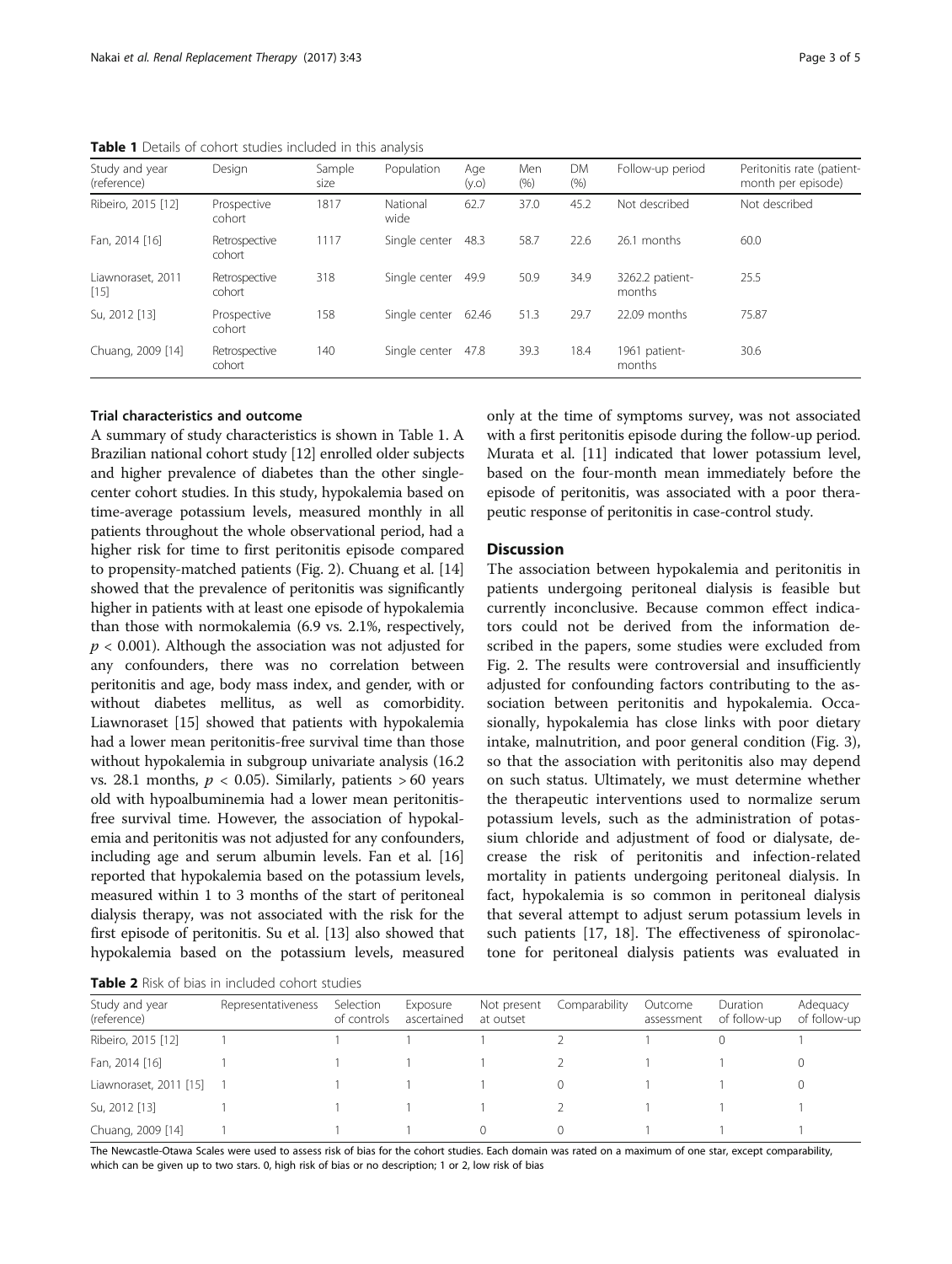**Table 1** Details of cohort studies included in this analysis

| Study and year (reference) | Design | Sample size | Population | Age (y.o) | Men (%) | DM (%) | Follow-up period | Peritonitis rate (patient-month per episode) |
|---|---|---|---|---|---|---|---|---|
| Ribeiro, 2015 [12] | Prospective cohort | 1817 | National wide | 62.7 | 37.0 | 45.2 | Not described | Not described |
| Fan, 2014 [16] | Retrospective cohort | 1117 | Single center | 48.3 | 58.7 | 22.6 | 26.1 months | 60.0 |
| Liawnoraset, 2011 [15] | Retrospective cohort | 318 | Single center | 49.9 | 50.9 | 34.9 | 3262.2 patient-months | 25.5 |
| Su, 2012 [13] | Prospective cohort | 158 | Single center | 62.46 | 51.3 | 29.7 | 22.09 months | 75.87 |
| Chuang, 2009 [14] | Retrospective cohort | 140 | Single center | 47.8 | 39.3 | 18.4 | 1961 patient-months | 30.6 |

### Trial characteristics and outcome

A summary of study characteristics is shown in Table 1. A Brazilian national cohort study [12] enrolled older subjects and higher prevalence of diabetes than the other single-center cohort studies. In this study, hypokalemia based on time-average potassium levels, measured monthly in all patients throughout the whole observational period, had a higher risk for time to first peritonitis episode compared to propensity-matched patients (Fig. 2). Chuang et al. [14] showed that the prevalence of peritonitis was significantly higher in patients with at least one episode of hypokalemia than those with normokalemia (6.9 vs. 2.1%, respectively, $p < 0.001$). Although the association was not adjusted for any confounders, there was no correlation between peritonitis and age, body mass index, and gender, with or without diabetes mellitus, as well as comorbidity. Liawnoraset [15] showed that patients with hypokalemia had a lower mean peritonitis-free survival time than those without hypokalemia in subgroup univariate analysis (16.2 vs. 28.1 months, $p < 0.05$). Similarly, patients > 60 years old with hypoalbuminemia had a lower mean peritonitis-free survival time. However, the association of hypokalemia and peritonitis was not adjusted for any confounders, including age and serum albumin levels. Fan et al. [16] reported that hypokalemia based on the potassium levels, measured within 1 to 3 months of the start of peritoneal dialysis therapy, was not associated with the risk for the first episode of peritonitis. Su et al. [13] also showed that hypokalemia based on the potassium levels, measured only at the time of symptoms survey, was not associated with a first peritonitis episode during the follow-up period. Murata et al. [11] indicated that lower potassium level, based on the four-month mean immediately before the episode of peritonitis, was associated with a poor therapeutic response of peritonitis in case-control study.

## Discussion

The association between hypokalemia and peritonitis in patients undergoing peritoneal dialysis is feasible but currently inconclusive. Because common effect indicators could not be derived from the information described in the papers, some studies were excluded from Fig. 2. The results were controversial and insufficiently adjusted for confounding factors contributing to the association between peritonitis and hypokalemia. Occasionally, hypokalemia has close links with poor dietary intake, malnutrition, and poor general condition (Fig. 3), so that the association with peritonitis also may depend on such status. Ultimately, we must determine whether the therapeutic interventions used to normalize serum potassium levels, such as the administration of potassium chloride and adjustment of food or dialysate, decrease the risk of peritonitis and infection-related mortality in patients undergoing peritoneal dialysis. In fact, hypokalemia is so common in peritoneal dialysis that several attempt to adjust serum potassium levels in such patients [17, 18]. The effectiveness of spironolactone for peritoneal dialysis patients was evaluated in

**Table 2** Risk of bias in included cohort studies

| Study and year (reference) | Representativeness | Selection of controls | Exposure ascertained | Not present at outset | Comparability | Outcome assessment | Duration of follow-up | Adequacy of follow-up |
|---|---|---|---|---|---|---|---|---|
| Ribeiro, 2015 [12] | 1 | 1 | 1 | 1 | 2 | 1 | 0 | 1 |
| Fan, 2014 [16] | 1 | 1 | 1 | 1 | 2 | 1 | 1 | 0 |
| Liawnoraset, 2011 [15] | 1 | 1 | 1 | 1 | 0 | 1 | 1 | 0 |
| Su, 2012 [13] | 1 | 1 | 1 | 1 | 2 | 1 | 1 | 1 |
| Chuang, 2009 [14] | 1 | 1 | 1 | 0 | 0 | 1 | 1 | 1 |

The Newcastle-Otawa Scales were used to assess risk of bias for the cohort studies. Each domain was rated on a maximum of one star, except comparability, which can be given up to two stars. 0, high risk of bias or no description; 1 or 2, low risk of bias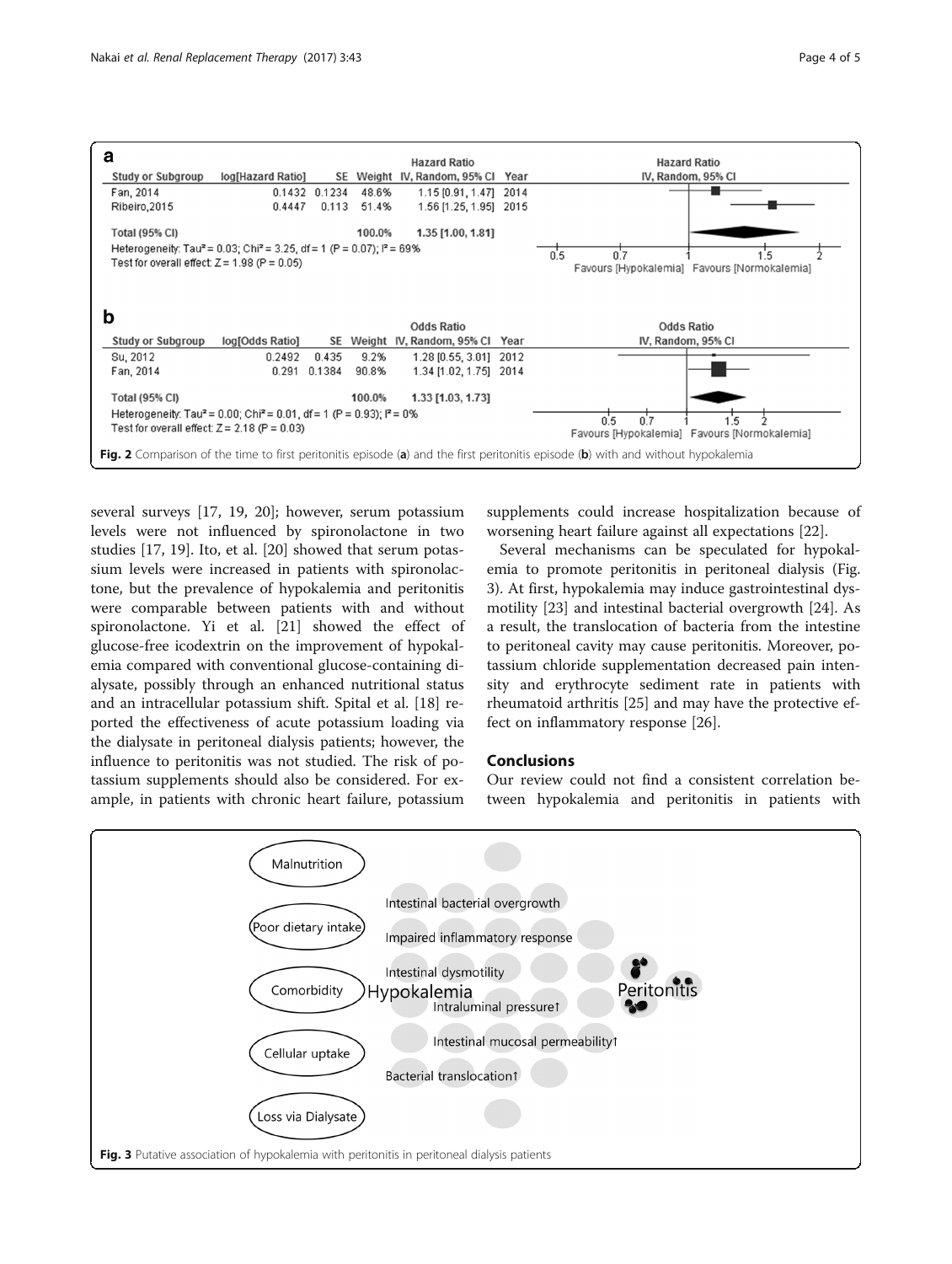| Study or Subgroup | log[Hazard Ratio] | SE | Weight | Hazard Ratio IV, Random, 95% CI | Year |
|---|---|---|---|---|---|
| Fan, 2014 | 0.1432 | 0.1234 | 48.6% | 1.15 [0.91, 1.47] | 2014 |
| Ribeiro,2015 | 0.4447 | 0.113 | 51.4% | 1.56 [1.25, 1.95] | 2015 |
| Total (95% CI) | | | 100.0% | 1.35 [1.00, 1.81] | |

Heterogeneity: $Tau^2 = 0.03$; $Chi^2 = 3.25$, df = 1 (P = 0.07); $I^2 = 69\%$
Test for overall effect: Z = 1.98 (P = 0.05)

Favours [Hypokalemia] Favours [Normokalemia]

| Study or Subgroup | log[Odds Ratio] | SE | Weight | Odds Ratio IV, Random, 95% CI | Year |
|---|---|---|---|---|---|
| Su, 2012 | 0.2492 | 0.435 | 9.2% | 1.28 [0.55, 3.01] | 2012 |
| Fan, 2014 | 0.291 | 0.1384 | 90.8% | 1.34 [1.02, 1.75] | 2014 |
| Total (95% CI) | | | 100.0% | 1.33 [1.03, 1.73] | |

Heterogeneity: $Tau^2 = 0.00$; $Chi^2 = 0.01$, df = 1 (P = 0.93); $I^2 = 0\%$
Test for overall effect: Z = 2.18 (P = 0.03)

Favours [Hypokalemia] Favours [Normokalemia]

**Fig. 2** Comparison of the time to first peritonitis episode (**a**) and the first peritonitis episode (**b**) with and without hypokalemia

several surveys [17, 19, 20]; however, serum potassium levels were not influenced by spironolactone in two studies [17, 19]. Ito, et al. [20] showed that serum potassium levels were increased in patients with spironolactone, but the prevalence of hypokalemia and peritonitis were comparable between patients with and without spironolactone. Yi et al. [21] showed the effect of glucose-free icodextrin on the improvement of hypokalemia compared with conventional glucose-containing dialysate, possibly through an enhanced nutritional status and an intracellular potassium shift. Spital et al. [18] reported the effectiveness of acute potassium loading via the dialysate in peritoneal dialysis patients; however, the influence to peritonitis was not studied. The risk of potassium supplements should also be considered. For example, in patients with chronic heart failure, potassium supplements could increase hospitalization because of worsening heart failure against all expectations [22].

Several mechanisms can be speculated for hypokalemia to promote peritonitis in peritoneal dialysis (Fig. 3). At first, hypokalemia may induce gastrointestinal dysmotility [23] and intestinal bacterial overgrowth [24]. As a result, the translocation of bacteria from the intestine to peritoneal cavity may cause peritonitis. Moreover, potassium chloride supplementation decreased pain intensity and erythrocyte sediment rate in patients with rheumatoid arthritis [25] and may have the protective effect on inflammatory response [26].

## Conclusions

Our review could not find a consistent correlation between hypokalemia and peritonitis in patients with

Malnutrition — Poor dietary intake — Comorbidity — Cellular uptake — Loss via Dialysate → Hypokalemia → Intestinal bacterial overgrowth; Impaired inflammatory response; Intestinal dysmotility; Intraluminal pressure↑; Intestinal mucosal permeability↑; Bacterial translocation↑ → Peritonitis

**Fig. 3** Putative association of hypokalemia with peritonitis in peritoneal dialysis patients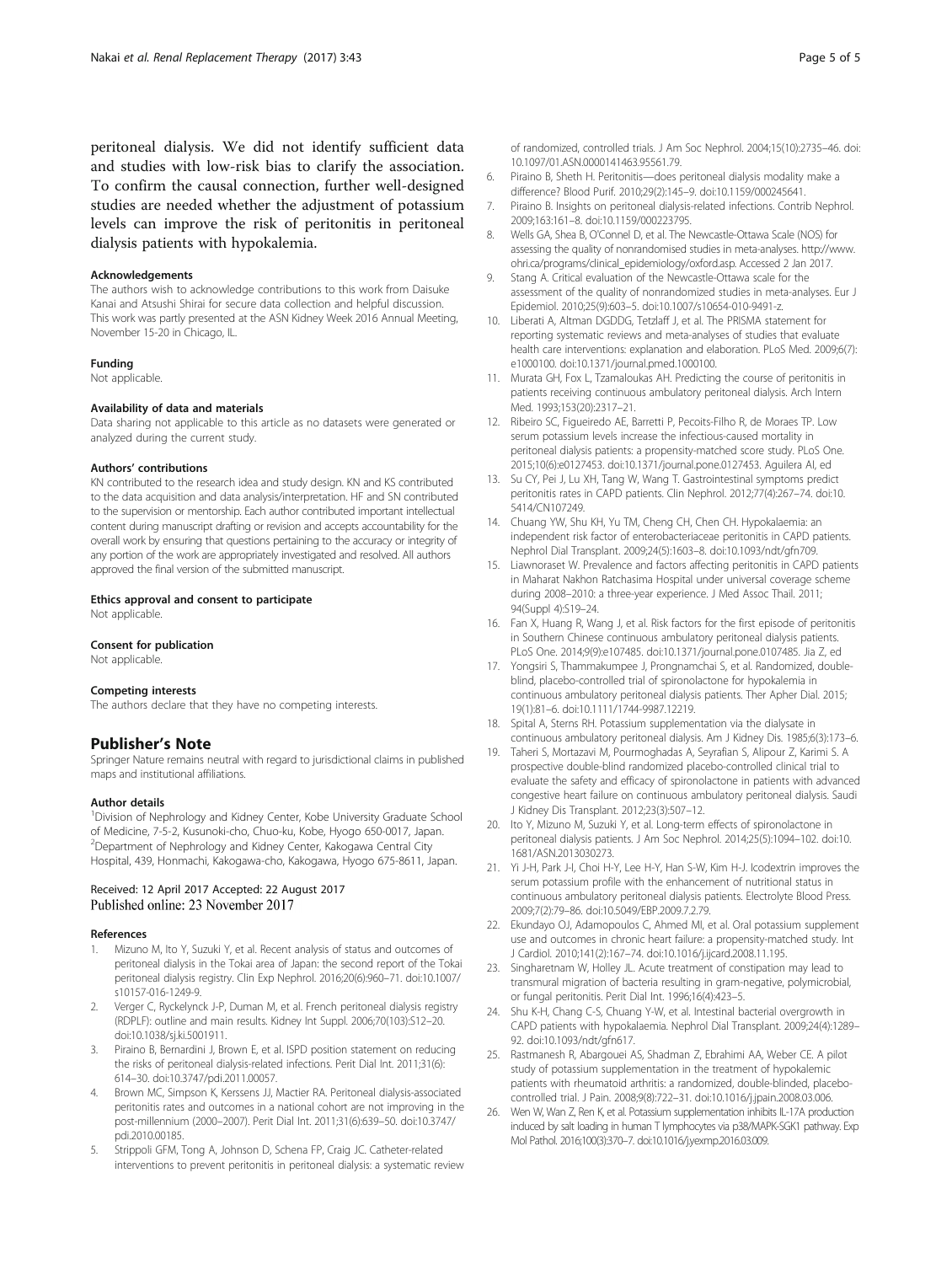peritoneal dialysis. We did not identify sufficient data and studies with low-risk bias to clarify the association. To confirm the causal connection, further well-designed studies are needed whether the adjustment of potassium levels can improve the risk of peritonitis in peritoneal dialysis patients with hypokalemia.

#### Acknowledgements

The authors wish to acknowledge contributions to this work from Daisuke Kanai and Atsushi Shirai for secure data collection and helpful discussion. This work was partly presented at the ASN Kidney Week 2016 Annual Meeting, November 15-20 in Chicago, IL.

#### Funding

Not applicable.

#### Availability of data and materials

Data sharing not applicable to this article as no datasets were generated or analyzed during the current study.

#### Authors' contributions

KN contributed to the research idea and study design. KN and KS contributed to the data acquisition and data analysis/interpretation. HF and SN contributed to the supervision or mentorship. Each author contributed important intellectual content during manuscript drafting or revision and accepts accountability for the overall work by ensuring that questions pertaining to the accuracy or integrity of any portion of the work are appropriately investigated and resolved. All authors approved the final version of the submitted manuscript.

#### Ethics approval and consent to participate

Not applicable.

#### Consent for publication

Not applicable.

#### Competing interests

The authors declare that they have no competing interests.

## Publisher's Note

Springer Nature remains neutral with regard to jurisdictional claims in published maps and institutional affiliations.

#### Author details

[1]Division of Nephrology and Kidney Center, Kobe University Graduate School of Medicine, 7-5-2, Kusunoki-cho, Chuo-ku, Kobe, Hyogo 650-0017, Japan. [2]Department of Nephrology and Kidney Center, Kakogawa Central City Hospital, 439, Honmachi, Kakogawa-cho, Kakogawa, Hyogo 675-8611, Japan.

Received: 12 April 2017 Accepted: 22 August 2017
Published online: 23 November 2017

#### References

1. Mizuno M, Ito Y, Suzuki Y, et al. Recent analysis of status and outcomes of peritoneal dialysis in the Tokai area of Japan: the second report of the Tokai peritoneal dialysis registry. Clin Exp Nephrol. 2016;20(6):960–71. doi:10.1007/s10157-016-1249-9.
2. Verger C, Ryckelynck J-P, Duman M, et al. French peritoneal dialysis registry (RDPLF): outline and main results. Kidney Int Suppl. 2006;70(103):S12–20. doi:10.1038/sj.ki.5001911.
3. Piraino B, Bernardini J, Brown E, et al. ISPD position statement on reducing the risks of peritoneal dialysis-related infections. Perit Dial Int. 2011;31(6): 614–30. doi:10.3747/pdi.2011.00057.
4. Brown MC, Simpson K, Kerssens JJ, Mactier RA. Peritoneal dialysis-associated peritonitis rates and outcomes in a national cohort are not improving in the post-millennium (2000–2007). Perit Dial Int. 2011;31(6):639–50. doi:10.3747/pdi.2010.00185.
5. Strippoli GFM, Tong A, Johnson D, Schena FP, Craig JC. Catheter-related interventions to prevent peritonitis in peritoneal dialysis: a systematic review of randomized, controlled trials. J Am Soc Nephrol. 2004;15(10):2735–46. doi:10.1097/01.ASN.0000141463.95561.79.
6. Piraino B, Sheth H. Peritonitis—does peritoneal dialysis modality make a difference? Blood Purif. 2010;29(2):145–9. doi:10.1159/000245641.
7. Piraino B. Insights on peritoneal dialysis-related infections. Contrib Nephrol. 2009;163:161–8. doi:10.1159/000223795.
8. Wells GA, Shea B, O'Connel D, et al. The Newcastle-Ottawa Scale (NOS) for assessing the quality of nonrandomised studies in meta-analyses. http://www.ohri.ca/programs/clinical_epidemiology/oxford.asp. Accessed 2 Jan 2017.
9. Stang A. Critical evaluation of the Newcastle-Ottawa scale for the assessment of the quality of nonrandomized studies in meta-analyses. Eur J Epidemiol. 2010;25(9):603–5. doi:10.1007/s10654-010-9491-z.
10. Liberati A, Altman DGDDG, Tetzlaff J, et al. The PRISMA statement for reporting systematic reviews and meta-analyses of studies that evaluate health care interventions: explanation and elaboration. PLoS Med. 2009;6(7): e1000100. doi:10.1371/journal.pmed.1000100.
11. Murata GH, Fox L, Tzamaloukas AH. Predicting the course of peritonitis in patients receiving continuous ambulatory peritoneal dialysis. Arch Intern Med. 1993;153(20):2317–21.
12. Ribeiro SC, Figueiredo AE, Barretti P, Pecoits-Filho R, de Moraes TP. Low serum potassium levels increase the infectious-caused mortality in peritoneal dialysis patients: a propensity-matched score study. PLoS One. 2015;10(6):e0127453. doi:10.1371/journal.pone.0127453. Aguilera AI, ed
13. Su CY, Pei J, Lu XH, Tang W, Wang T. Gastrointestinal symptoms predict peritonitis rates in CAPD patients. Clin Nephrol. 2012;77(4):267–74. doi:10.5414/CN107249.
14. Chuang YW, Shu KH, Yu TM, Cheng CH, Chen CH. Hypokalaemia: an independent risk factor of enterobacteriaceae peritonitis in CAPD patients. Nephrol Dial Transplant. 2009;24(5):1603–8. doi:10.1093/ndt/gfn709.
15. Liawnoraset W. Prevalence and factors affecting peritonitis in CAPD patients in Maharat Nakhon Ratchasima Hospital under universal coverage scheme during 2008–2010: a three-year experience. J Med Assoc Thail. 2011; 94(Suppl 4):S19–24.
16. Fan X, Huang R, Wang J, et al. Risk factors for the first episode of peritonitis in Southern Chinese continuous ambulatory peritoneal dialysis patients. PLoS One. 2014;9(9):e107485. doi:10.1371/journal.pone.0107485. Jia Z, ed
17. Yongsiri S, Thammakumpee J, Prongnamchai S, et al. Randomized, double-blind, placebo-controlled trial of spironolactone for hypokalemia in continuous ambulatory peritoneal dialysis patients. Ther Apher Dial. 2015; 19(1):81–6. doi:10.1111/1744-9987.12219.
18. Spital A, Sterns RH. Potassium supplementation via the dialysate in continuous ambulatory peritoneal dialysis. Am J Kidney Dis. 1985;6(3):173–6.
19. Taheri S, Mortazavi M, Pourmoghadas A, Seyrafian S, Alipour Z, Karimi S. A prospective double-blind randomized placebo-controlled clinical trial to evaluate the safety and efficacy of spironolactone in patients with advanced congestive heart failure on continuous ambulatory peritoneal dialysis. Saudi J Kidney Dis Transplant. 2012;23(3):507–12.
20. Ito Y, Mizuno M, Suzuki Y, et al. Long-term effects of spironolactone in peritoneal dialysis patients. J Am Soc Nephrol. 2014;25(5):1094–102. doi:10.1681/ASN.2013030273.
21. Yi J-H, Park J-I, Choi H-Y, Lee H-Y, Han S-W, Kim H-J. Icodextrin improves the serum potassium profile with the enhancement of nutritional status in continuous ambulatory peritoneal dialysis patients. Electrolyte Blood Press. 2009;7(2):79–86. doi:10.5049/EBP.2009.7.2.79.
22. Ekundayo OJ, Adamopoulos C, Ahmed MI, et al. Oral potassium supplement use and outcomes in chronic heart failure: a propensity-matched study. Int J Cardiol. 2010;141(2):167–74. doi:10.1016/j.ijcard.2008.11.195.
23. Singharetnam W, Holley JL. Acute treatment of constipation may lead to transmural migration of bacteria resulting in gram-negative, polymicrobial, or fungal peritonitis. Perit Dial Int. 1996;16(4):423–5.
24. Shu K-H, Chang C-S, Chuang Y-W, et al. Intestinal bacterial overgrowth in CAPD patients with hypokalaemia. Nephrol Dial Transplant. 2009;24(4):1289–92. doi:10.1093/ndt/gfn617.
25. Rastmanesh R, Abargouei AS, Shadman Z, Ebrahimi AA, Weber CE. A pilot study of potassium supplementation in the treatment of hypokalemic patients with rheumatoid arthritis: a randomized, double-blinded, placebo-controlled trial. J Pain. 2008;9(8):722–31. doi:10.1016/j.jpain.2008.03.006.
26. Wen W, Wan Z, Ren K, et al. Potassium supplementation inhibits IL-17A production induced by salt loading in human T lymphocytes via p38/MAPK-SGK1 pathway. Exp Mol Pathol. 2016;100(3):370–7. doi:10.1016/j.yexmp.2016.03.009.